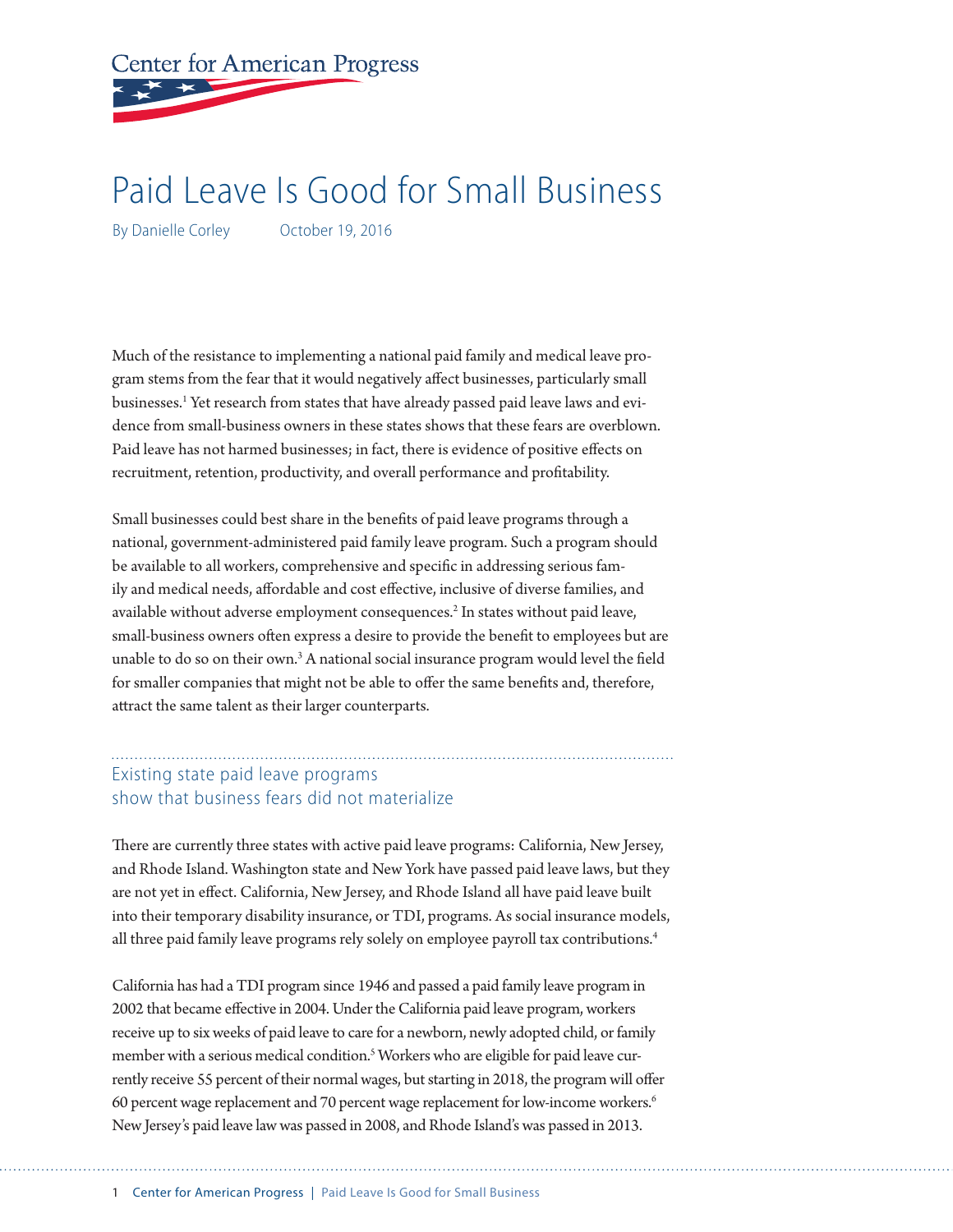Center for American Progress

# Paid Leave Is Good for Small Business

By Danielle Corley October 19, 2016

Much of the resistance to implementing a national paid family and medical leave program stems from the fear that it would negatively affect businesses, particularly small businesses.[1] Yet research from states that have already passed paid leave laws and evidence from small-business owners in these states shows that these fears are overblown. Paid leave has not harmed businesses; in fact, there is evidence of positive effects on recruitment, retention, productivity, and overall performance and profitability.

Small businesses could best share in the benefits of paid leave programs through a national, government-administered paid family leave program. Such a program should be available to all workers, comprehensive and specific in addressing serious family and medical needs, affordable and cost effective, inclusive of diverse families, and available without adverse employment consequences.[2] In states without paid leave, small-business owners often express a desire to provide the benefit to employees but are unable to do so on their own.[3] A national social insurance program would level the field for smaller companies that might not be able to offer the same benefits and, therefore, attract the same talent as their larger counterparts.

## Existing state paid leave programs show that business fears did not materialize

There are currently three states with active paid leave programs: California, New Jersey, and Rhode Island. Washington state and New York have passed paid leave laws, but they are not yet in effect. California, New Jersey, and Rhode Island all have paid leave built into their temporary disability insurance, or TDI, programs. As social insurance models, all three paid family leave programs rely solely on employee payroll tax contributions.[4]

California has had a TDI program since 1946 and passed a paid family leave program in 2002 that became effective in 2004. Under the California paid leave program, workers receive up to six weeks of paid leave to care for a newborn, newly adopted child, or family member with a serious medical condition.[5] Workers who are eligible for paid leave currently receive 55 percent of their normal wages, but starting in 2018, the program will offer 60 percent wage replacement and 70 percent wage replacement for low-income workers.[6] New Jersey's paid leave law was passed in 2008, and Rhode Island's was passed in 2013.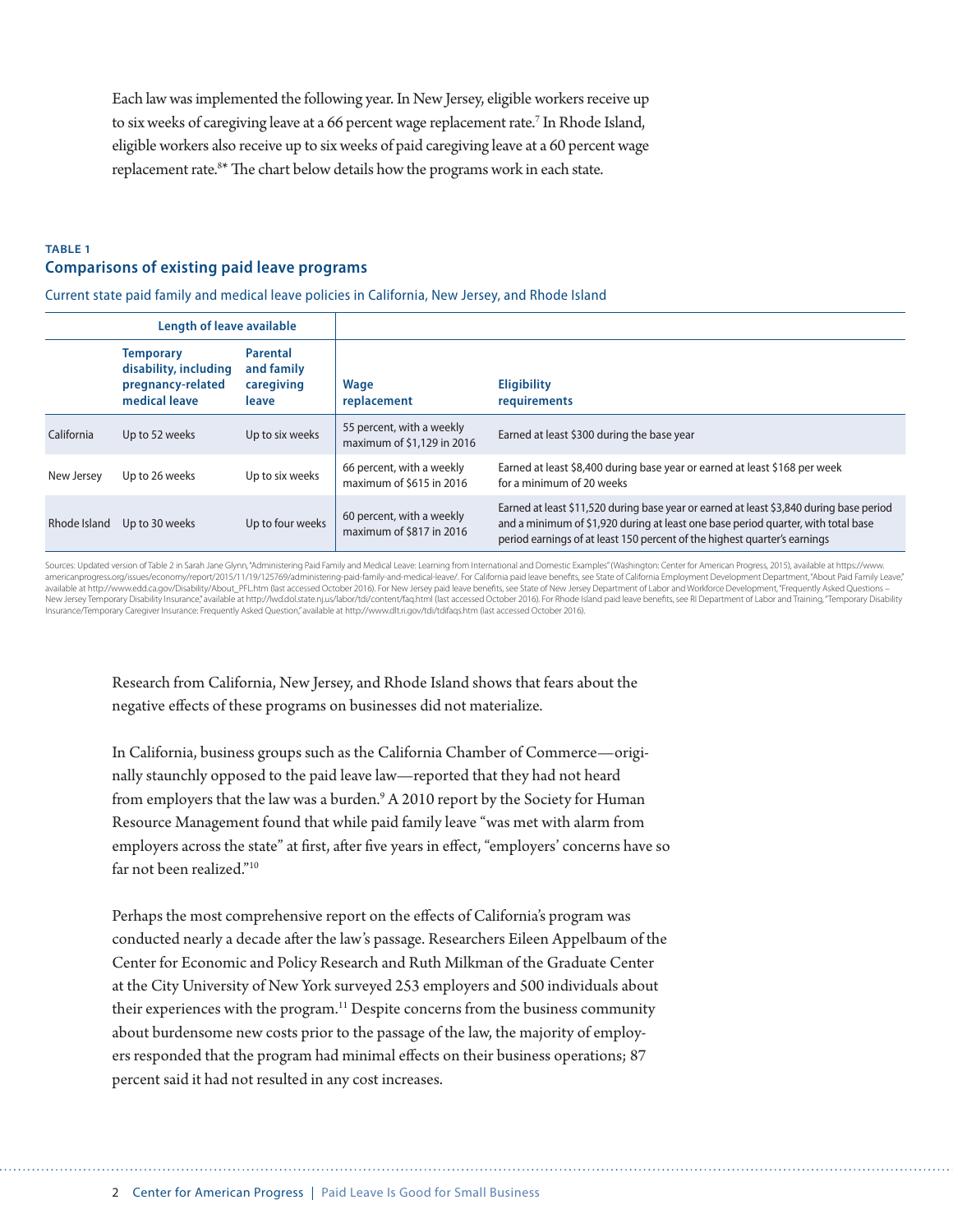Each law was implemented the following year. In New Jersey, eligible workers receive up to six weeks of caregiving leave at a 66 percent wage replacement rate.[7] In Rhode Island, eligible workers also receive up to six weeks of paid caregiving leave at a 60 percent wage replacement rate.[8]* The chart below details how the programs work in each state.

**TABLE 1**

**Comparisons of existing paid leave programs**

Current state paid family and medical leave policies in California, New Jersey, and Rhode Island

| | Length of leave available | | | |
|---|---|---|---|---|
| | **Temporary disability, including pregnancy-related medical leave** | **Parental and family caregiving leave** | **Wage replacement** | **Eligibility requirements** |
| California | Up to 52 weeks | Up to six weeks | 55 percent, with a weekly maximum of $1,129 in 2016 | Earned at least $300 during the base year |
| New Jersey | Up to 26 weeks | Up to six weeks | 66 percent, with a weekly maximum of $615 in 2016 | Earned at least $8,400 during base year or earned at least $168 per week for a minimum of 20 weeks |
| Rhode Island | Up to 30 weeks | Up to four weeks | 60 percent, with a weekly maximum of $817 in 2016 | Earned at least $11,520 during base year or earned at least $3,840 during base period and a minimum of $1,920 during at least one base period quarter, with total base period earnings of at least 150 percent of the highest quarter's earnings |

Sources: Updated version of Table 2 in Sarah Jane Glynn, "Administering Paid Family and Medical Leave: Learning from International and Domestic Examples" (Washington: Center for American Progress, 2015), available at https://www.americanprogress.org/issues/economy/report/2015/11/19/125769/administering-paid-family-and-medical-leave/. For California paid leave benefits, see State of California Employment Development Department, "About Paid Family Leave," available at http://www.edd.ca.gov/Disability/About_PFL.htm (last accessed October 2016). For New Jersey paid leave benefits, see State of New Jersey Department of Labor and Workforce Development, "Frequently Asked Questions – New Jersey Temporary Disability Insurance," available at http://lwd.dol.state.nj.us/labor/tdi/content/faq.html (last accessed October 2016). For Rhode Island paid leave benefits, see RI Department of Labor and Training, "Temporary Disability Insurance/Temporary Caregiver Insurance: Frequently Asked Question," available at http://www.dlt.ri.gov/tdi/tdifaqs.htm (last accessed October 2016).

Research from California, New Jersey, and Rhode Island shows that fears about the negative effects of these programs on businesses did not materialize.

In California, business groups such as the California Chamber of Commerce—originally staunchly opposed to the paid leave law—reported that they had not heard from employers that the law was a burden.[9] A 2010 report by the Society for Human Resource Management found that while paid family leave "was met with alarm from employers across the state" at first, after five years in effect, "employers' concerns have so far not been realized."[10]

Perhaps the most comprehensive report on the effects of California's program was conducted nearly a decade after the law's passage. Researchers Eileen Appelbaum of the Center for Economic and Policy Research and Ruth Milkman of the Graduate Center at the City University of New York surveyed 253 employers and 500 individuals about their experiences with the program.[11] Despite concerns from the business community about burdensome new costs prior to the passage of the law, the majority of employers responded that the program had minimal effects on their business operations; 87 percent said it had not resulted in any cost increases.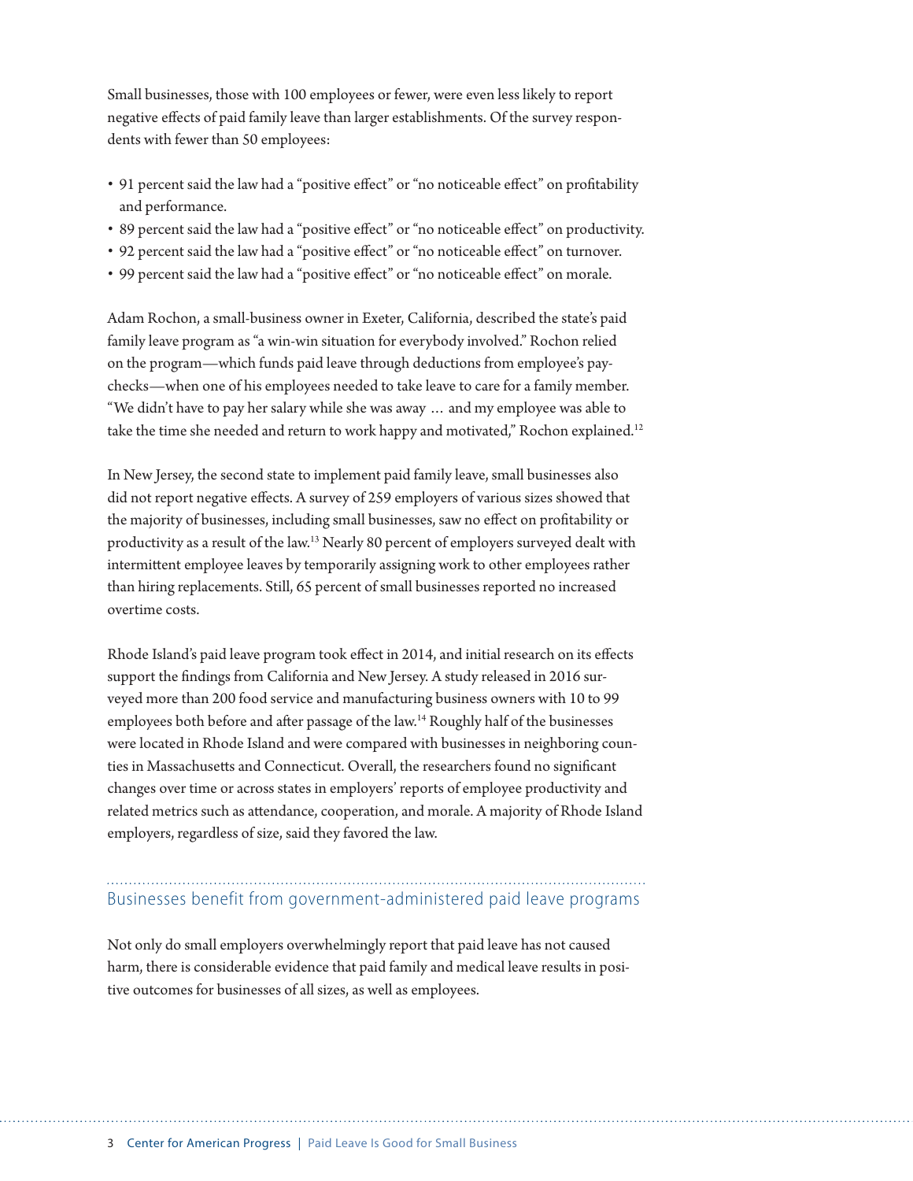Small businesses, those with 100 employees or fewer, were even less likely to report negative effects of paid family leave than larger establishments. Of the survey respondents with fewer than 50 employees:

- 91 percent said the law had a "positive effect" or "no noticeable effect" on profitability and performance.
- 89 percent said the law had a "positive effect" or "no noticeable effect" on productivity.
- 92 percent said the law had a "positive effect" or "no noticeable effect" on turnover.
- 99 percent said the law had a "positive effect" or "no noticeable effect" on morale.

Adam Rochon, a small-business owner in Exeter, California, described the state's paid family leave program as "a win-win situation for everybody involved." Rochon relied on the program—which funds paid leave through deductions from employee's paychecks—when one of his employees needed to take leave to care for a family member. "We didn't have to pay her salary while she was away … and my employee was able to take the time she needed and return to work happy and motivated," Rochon explained.[12]

In New Jersey, the second state to implement paid family leave, small businesses also did not report negative effects. A survey of 259 employers of various sizes showed that the majority of businesses, including small businesses, saw no effect on profitability or productivity as a result of the law.[13] Nearly 80 percent of employers surveyed dealt with intermittent employee leaves by temporarily assigning work to other employees rather than hiring replacements. Still, 65 percent of small businesses reported no increased overtime costs.

Rhode Island's paid leave program took effect in 2014, and initial research on its effects support the findings from California and New Jersey. A study released in 2016 surveyed more than 200 food service and manufacturing business owners with 10 to 99 employees both before and after passage of the law.[14] Roughly half of the businesses were located in Rhode Island and were compared with businesses in neighboring counties in Massachusetts and Connecticut. Overall, the researchers found no significant changes over time or across states in employers' reports of employee productivity and related metrics such as attendance, cooperation, and morale. A majority of Rhode Island employers, regardless of size, said they favored the law.

## Businesses benefit from government-administered paid leave programs

Not only do small employers overwhelmingly report that paid leave has not caused harm, there is considerable evidence that paid family and medical leave results in positive outcomes for businesses of all sizes, as well as employees.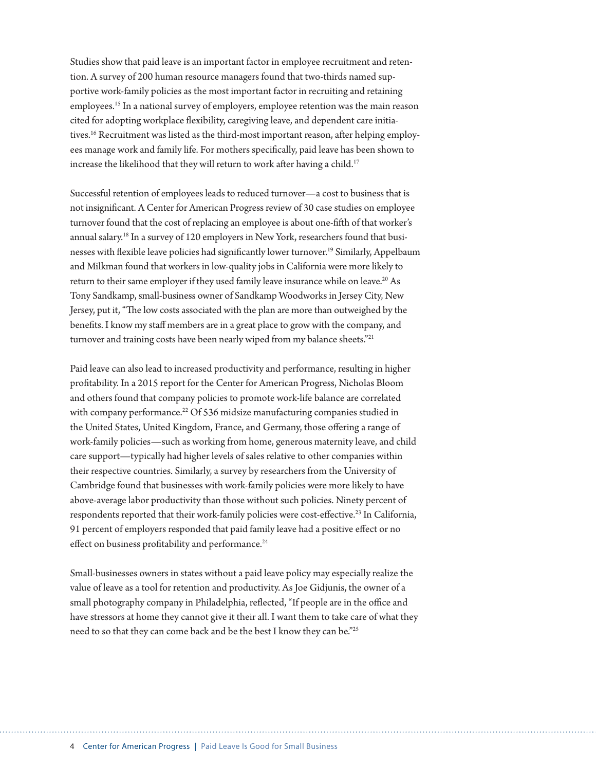Studies show that paid leave is an important factor in employee recruitment and retention. A survey of 200 human resource managers found that two-thirds named supportive work-family policies as the most important factor in recruiting and retaining employees.[15] In a national survey of employers, employee retention was the main reason cited for adopting workplace flexibility, caregiving leave, and dependent care initiatives.[16] Recruitment was listed as the third-most important reason, after helping employees manage work and family life. For mothers specifically, paid leave has been shown to increase the likelihood that they will return to work after having a child.[17]

Successful retention of employees leads to reduced turnover—a cost to business that is not insignificant. A Center for American Progress review of 30 case studies on employee turnover found that the cost of replacing an employee is about one-fifth of that worker's annual salary.[18] In a survey of 120 employers in New York, researchers found that businesses with flexible leave policies had significantly lower turnover.[19] Similarly, Appelbaum and Milkman found that workers in low-quality jobs in California were more likely to return to their same employer if they used family leave insurance while on leave.[20] As Tony Sandkamp, small-business owner of Sandkamp Woodworks in Jersey City, New Jersey, put it, "The low costs associated with the plan are more than outweighed by the benefits. I know my staff members are in a great place to grow with the company, and turnover and training costs have been nearly wiped from my balance sheets."[21]

Paid leave can also lead to increased productivity and performance, resulting in higher profitability. In a 2015 report for the Center for American Progress, Nicholas Bloom and others found that company policies to promote work-life balance are correlated with company performance.[22] Of 536 midsize manufacturing companies studied in the United States, United Kingdom, France, and Germany, those offering a range of work-family policies—such as working from home, generous maternity leave, and child care support—typically had higher levels of sales relative to other companies within their respective countries. Similarly, a survey by researchers from the University of Cambridge found that businesses with work-family policies were more likely to have above-average labor productivity than those without such policies. Ninety percent of respondents reported that their work-family policies were cost-effective.[23] In California, 91 percent of employers responded that paid family leave had a positive effect or no effect on business profitability and performance.[24]

Small-businesses owners in states without a paid leave policy may especially realize the value of leave as a tool for retention and productivity. As Joe Gidjunis, the owner of a small photography company in Philadelphia, reflected, "If people are in the office and have stressors at home they cannot give it their all. I want them to take care of what they need to so that they can come back and be the best I know they can be."[25]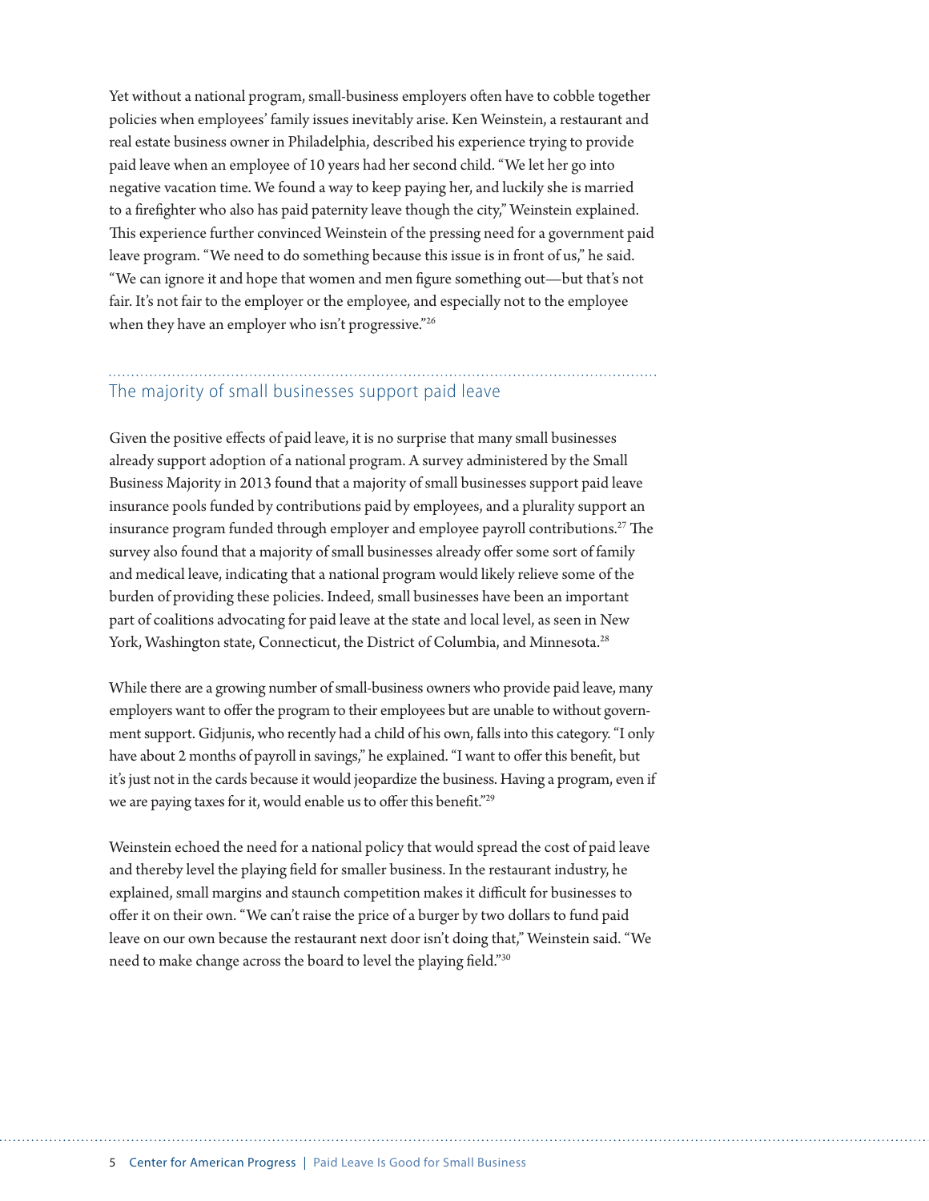Yet without a national program, small-business employers often have to cobble together policies when employees' family issues inevitably arise. Ken Weinstein, a restaurant and real estate business owner in Philadelphia, described his experience trying to provide paid leave when an employee of 10 years had her second child. "We let her go into negative vacation time. We found a way to keep paying her, and luckily she is married to a firefighter who also has paid paternity leave though the city," Weinstein explained. This experience further convinced Weinstein of the pressing need for a government paid leave program. "We need to do something because this issue is in front of us," he said. "We can ignore it and hope that women and men figure something out—but that's not fair. It's not fair to the employer or the employee, and especially not to the employee when they have an employer who isn't progressive."[26]

## The majority of small businesses support paid leave

Given the positive effects of paid leave, it is no surprise that many small businesses already support adoption of a national program. A survey administered by the Small Business Majority in 2013 found that a majority of small businesses support paid leave insurance pools funded by contributions paid by employees, and a plurality support an insurance program funded through employer and employee payroll contributions.[27] The survey also found that a majority of small businesses already offer some sort of family and medical leave, indicating that a national program would likely relieve some of the burden of providing these policies. Indeed, small businesses have been an important part of coalitions advocating for paid leave at the state and local level, as seen in New York, Washington state, Connecticut, the District of Columbia, and Minnesota.[28]

While there are a growing number of small-business owners who provide paid leave, many employers want to offer the program to their employees but are unable to without government support. Gidjunis, who recently had a child of his own, falls into this category. "I only have about 2 months of payroll in savings," he explained. "I want to offer this benefit, but it's just not in the cards because it would jeopardize the business. Having a program, even if we are paying taxes for it, would enable us to offer this benefit."[29]

Weinstein echoed the need for a national policy that would spread the cost of paid leave and thereby level the playing field for smaller business. In the restaurant industry, he explained, small margins and staunch competition makes it difficult for businesses to offer it on their own. "We can't raise the price of a burger by two dollars to fund paid leave on our own because the restaurant next door isn't doing that," Weinstein said. "We need to make change across the board to level the playing field."[30]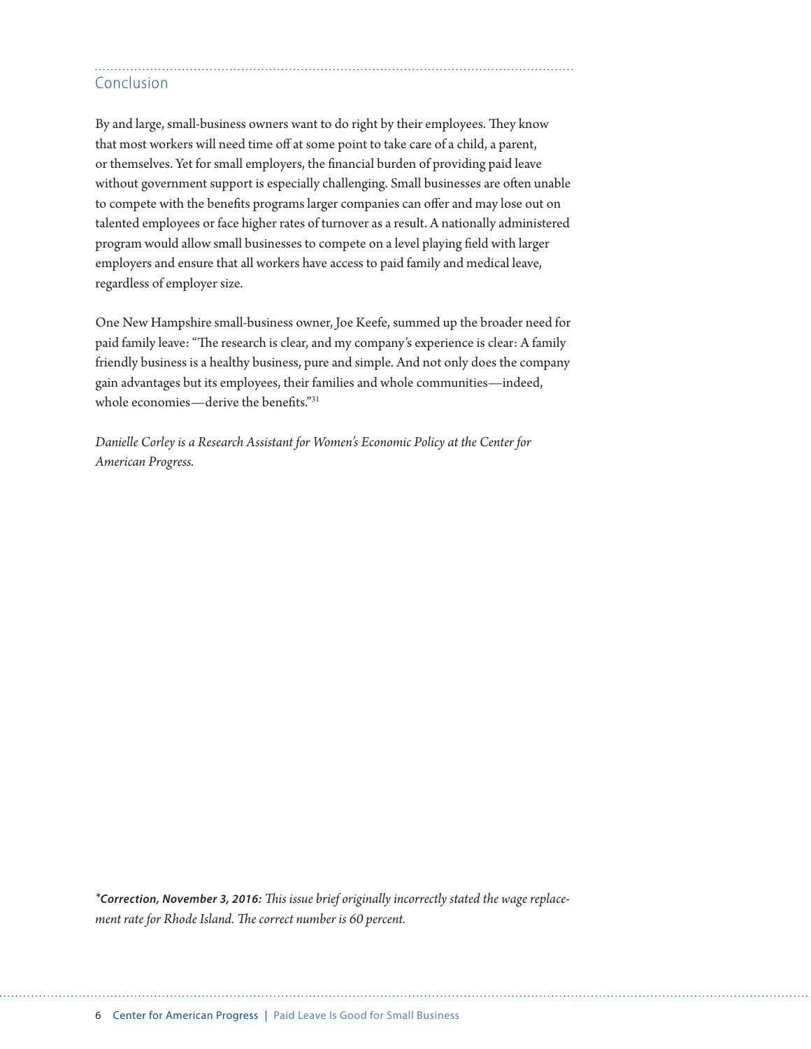## Conclusion

By and large, small-business owners want to do right by their employees. They know that most workers will need time off at some point to take care of a child, a parent, or themselves. Yet for small employers, the financial burden of providing paid leave without government support is especially challenging. Small businesses are often unable to compete with the benefits programs larger companies can offer and may lose out on talented employees or face higher rates of turnover as a result. A nationally administered program would allow small businesses to compete on a level playing field with larger employers and ensure that all workers have access to paid family and medical leave, regardless of employer size.

One New Hampshire small-business owner, Joe Keefe, summed up the broader need for paid family leave: "The research is clear, and my company's experience is clear: A family friendly business is a healthy business, pure and simple. And not only does the company gain advantages but its employees, their families and whole communities—indeed, whole economies—derive the benefits."[31]

*Danielle Corley is a Research Assistant for Women's Economic Policy at the Center for American Progress.*

***\*Correction, November 3, 2016:** This issue brief originally incorrectly stated the wage replacement rate for Rhode Island. The correct number is 60 percent.*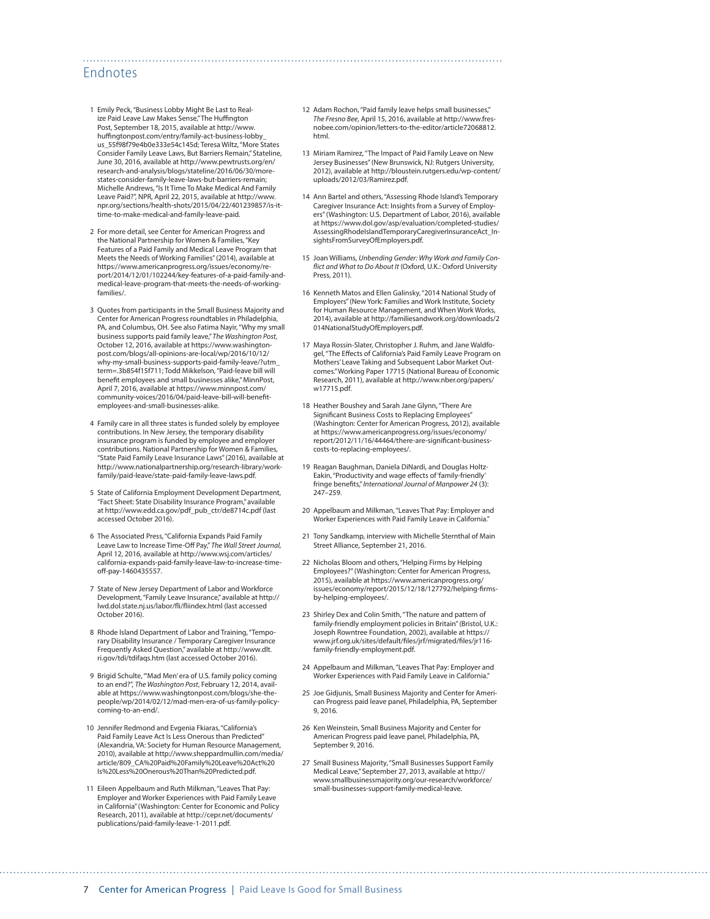## Endnotes

1. Emily Peck, "Business Lobby Might Be Last to Realize Paid Leave Law Makes Sense," The Huffington Post, September 18, 2015, available at http://www.huffingtonpost.com/entry/family-act-business-lobby_us_55f98f79e4b0e333e54c145d; Teresa Wiltz, "More States Consider Family Leave Laws, But Barriers Remain," Stateline, June 30, 2016, available at http://www.pewtrusts.org/en/research-and-analysis/blogs/stateline/2016/06/30/more-states-consider-family-leave-laws-but-barriers-remain; Michelle Andrews, "Is It Time To Make Medical And Family Leave Paid?", NPR, April 22, 2015, available at http://www.npr.org/sections/health-shots/2015/04/22/401239857/is-it-time-to-make-medical-and-family-leave-paid.

2. For more detail, see Center for American Progress and the National Partnership for Women & Families, "Key Features of a Paid Family and Medical Leave Program that Meets the Needs of Working Families" (2014), available at https://www.americanprogress.org/issues/economy/report/2014/12/01/102244/key-features-of-a-paid-family-and-medical-leave-program-that-meets-the-needs-of-working-families/.

3. Quotes from participants in the Small Business Majority and Center for American Progress roundtables in Philadelphia, PA, and Columbus, OH. See also Fatima Nayir, "Why my small business supports paid family leave," *The Washington Post,* October 12, 2016, available at https://www.washingtonpost.com/blogs/all-opinions-are-local/wp/2016/10/12/why-my-small-business-supports-paid-family-leave/?utm_term=.3b854f15f711; Todd Mikkelson, "Paid-leave bill will benefit employees and small businesses alike," MinnPost, April 7, 2016, available at https://www.minnpost.com/community-voices/2016/04/paid-leave-bill-will-benefit-employees-and-small-businesses-alike.

4. Family care in all three states is funded solely by employee contributions. In New Jersey, the temporary disability insurance program is funded by employee and employer contributions. National Partnership for Women & Families, "State Paid Family Leave Insurance Laws" (2016), available at http://www.nationalpartnership.org/research-library/work-family/paid-leave/state-paid-family-leave-laws.pdf.

5. State of California Employment Development Department, "Fact Sheet: State Disability Insurance Program," available at http://www.edd.ca.gov/pdf_pub_ctr/de8714c.pdf (last accessed October 2016).

6. The Associated Press, "California Expands Paid Family Leave Law to Increase Time-Off Pay," *The Wall Street Journal,* April 12, 2016, available at http://www.wsj.com/articles/california-expands-paid-family-leave-law-to-increase-time-off-pay-1460435557.

7. State of New Jersey Department of Labor and Workforce Development, "Family Leave Insurance," available at http://lwd.dol.state.nj.us/labor/fli/fliindex.html (last accessed October 2016).

8. Rhode Island Department of Labor and Training, "Temporary Disability Insurance / Temporary Caregiver Insurance Frequently Asked Question," available at http://www.dlt.ri.gov/tdi/tdifaqs.htm (last accessed October 2016).

9. Brigid Schulte, "'Mad Men' era of U.S. family policy coming to an end?", *The Washington Post*, February 12, 2014, available at https://www.washingtonpost.com/blogs/she-the-people/wp/2014/02/12/mad-men-era-of-us-family-policy-coming-to-an-end/.

10. Jennifer Redmond and Evgenia Fkiaras, "California's Paid Family Leave Act Is Less Onerous than Predicted" (Alexandria, VA: Society for Human Resource Management, 2010), available at http://www.sheppardmullin.com/media/article/809_CA%20Paid%20Family%20Leave%20Act%20Is%20Less%20Onerous%20Than%20Predicted.pdf.

11. Eileen Appelbaum and Ruth Milkman, "Leaves That Pay: Employer and Worker Experiences with Paid Family Leave in California" (Washington: Center for Economic and Policy Research, 2011), available at http://cepr.net/documents/publications/paid-family-leave-1-2011.pdf.

12. Adam Rochon, "Paid family leave helps small businesses," *The Fresno Bee*, April 15, 2016, available at http://www.fresnobee.com/opinion/letters-to-the-editor/article72068812.html.

13. Miriam Ramirez, "The Impact of Paid Family Leave on New Jersey Businesses" (New Brunswick, NJ: Rutgers University, 2012), available at http://bloustein.rutgers.edu/wp-content/uploads/2012/03/Ramirez.pdf.

14. Ann Bartel and others, "Assessing Rhode Island's Temporary Caregiver Insurance Act: Insights from a Survey of Employers" (Washington: U.S. Department of Labor, 2016), available at https://www.dol.gov/asp/evaluation/completed-studies/AssessingRhodeIslandTemporaryCaregiverInsuranceAct_InsightsFromSurveyOfEmployers.pdf.

15. Joan Williams, *Unbending Gender: Why Work and Family Conflict and What to Do About It* (Oxford, U.K.: Oxford University Press, 2011).

16. Kenneth Matos and Ellen Galinsky, "2014 National Study of Employers" (New York: Families and Work Institute, Society for Human Resource Management, and When Work Works, 2014), available at http://familiesandwork.org/downloads/2014NationalStudyOfEmployers.pdf.

17. Maya Rossin-Slater, Christopher J. Ruhm, and Jane Waldfogel, "The Effects of California's Paid Family Leave Program on Mothers' Leave Taking and Subsequent Labor Market Outcomes." Working Paper 17715 (National Bureau of Economic Research, 2011), available at http://www.nber.org/papers/w17715.pdf.

18. Heather Boushey and Sarah Jane Glynn, "There Are Significant Business Costs to Replacing Employees" (Washington: Center for American Progress, 2012), available at https://www.americanprogress.org/issues/economy/report/2012/11/16/44464/there-are-significant-business-costs-to-replacing-employees/.

19. Reagan Baughman, Daniela DiNardi, and Douglas Holtz-Eakin, "Productivity and wage effects of 'family-friendly' fringe benefits," *International Journal of Manpower 24* (3): 247–259.

20. Appelbaum and Milkman, "Leaves That Pay: Employer and Worker Experiences with Paid Family Leave in California."

21. Tony Sandkamp, interview with Michelle Sternthal of Main Street Alliance, September 21, 2016.

22. Nicholas Bloom and others, "Helping Firms by Helping Employees?" (Washington: Center for American Progress, 2015), available at https://www.americanprogress.org/issues/economy/report/2015/12/18/127792/helping-firms-by-helping-employees/.

23. Shirley Dex and Colin Smith, "The nature and pattern of family-friendly employment policies in Britain" (Bristol, U.K.: Joseph Rowntree Foundation, 2002), available at https://www.jrf.org.uk/sites/default/files/jrf/migrated/files/jr116-family-friendly-employment.pdf.

24. Appelbaum and Milkman, "Leaves That Pay: Employer and Worker Experiences with Paid Family Leave in California."

25. Joe Gidjunis, Small Business Majority and Center for American Progress paid leave panel, Philadelphia, PA, September 9, 2016.

26. Ken Weinstein, Small Business Majority and Center for American Progress paid leave panel, Philadelphia, PA, September 9, 2016.

27. Small Business Majority, "Small Businesses Support Family Medical Leave," September 27, 2013, available at http://www.smallbusinessmajority.org/our-research/workforce/small-businesses-support-family-medical-leave.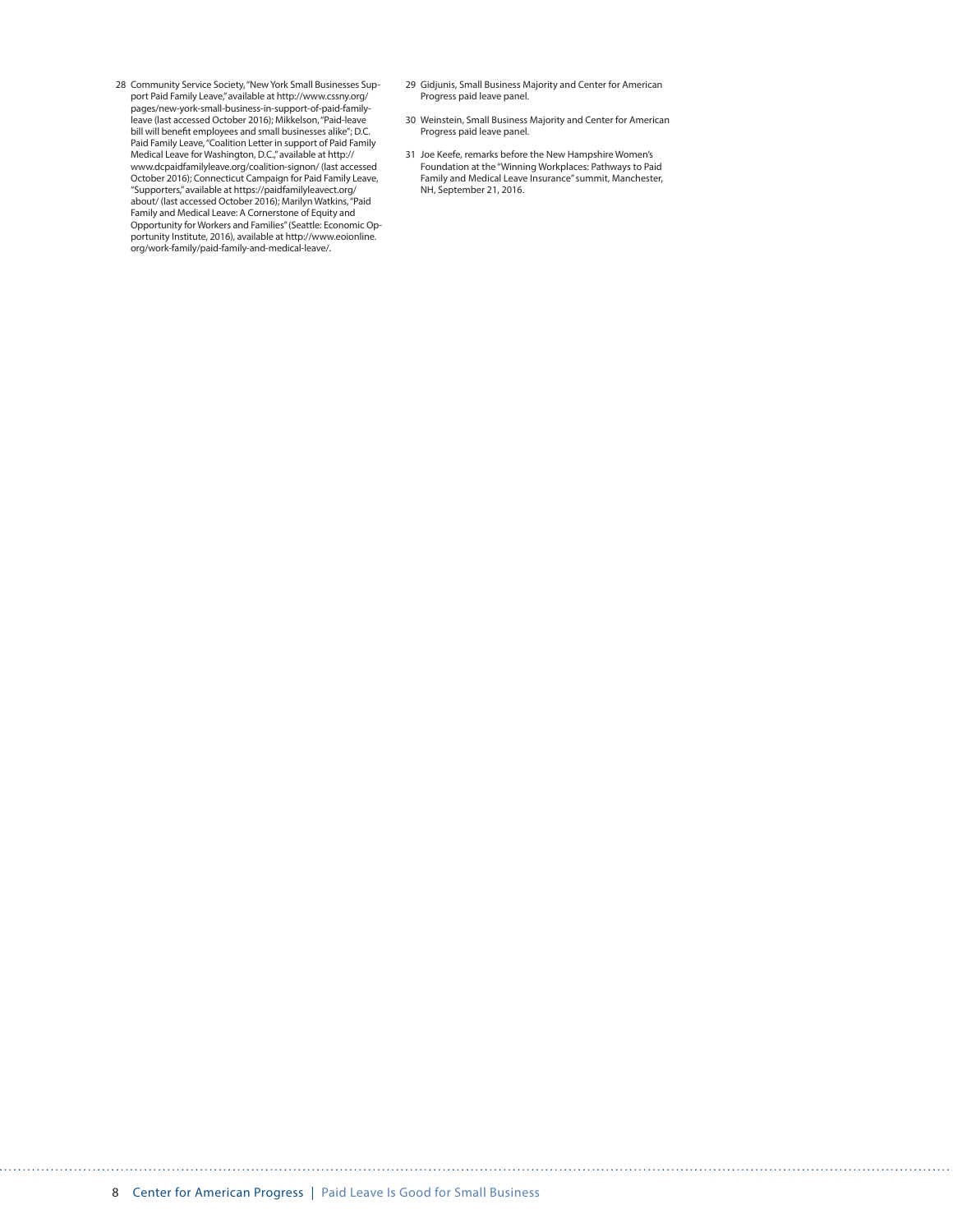28 Community Service Society, "New York Small Businesses Support Paid Family Leave," available at http://www.cssny.org/pages/new-york-small-business-in-support-of-paid-family-leave (last accessed October 2016); Mikkelson, "Paid-leave bill will benefit employees and small businesses alike"; D.C. Paid Family Leave, "Coalition Letter in support of Paid Family Medical Leave for Washington, D.C.," available at http://www.dcpaidfamilyleave.org/coalition-signon/ (last accessed October 2016); Connecticut Campaign for Paid Family Leave, "Supporters," available at https://paidfamilyleavect.org/about/ (last accessed October 2016); Marilyn Watkins, "Paid Family and Medical Leave: A Cornerstone of Equity and Opportunity for Workers and Families" (Seattle: Economic Opportunity Institute, 2016), available at http://www.eoionline.org/work-family/paid-family-and-medical-leave/.

29 Gidjunis, Small Business Majority and Center for American Progress paid leave panel.

30 Weinstein, Small Business Majority and Center for American Progress paid leave panel.

31 Joe Keefe, remarks before the New Hampshire Women's Foundation at the "Winning Workplaces: Pathways to Paid Family and Medical Leave Insurance" summit, Manchester, NH, September 21, 2016.